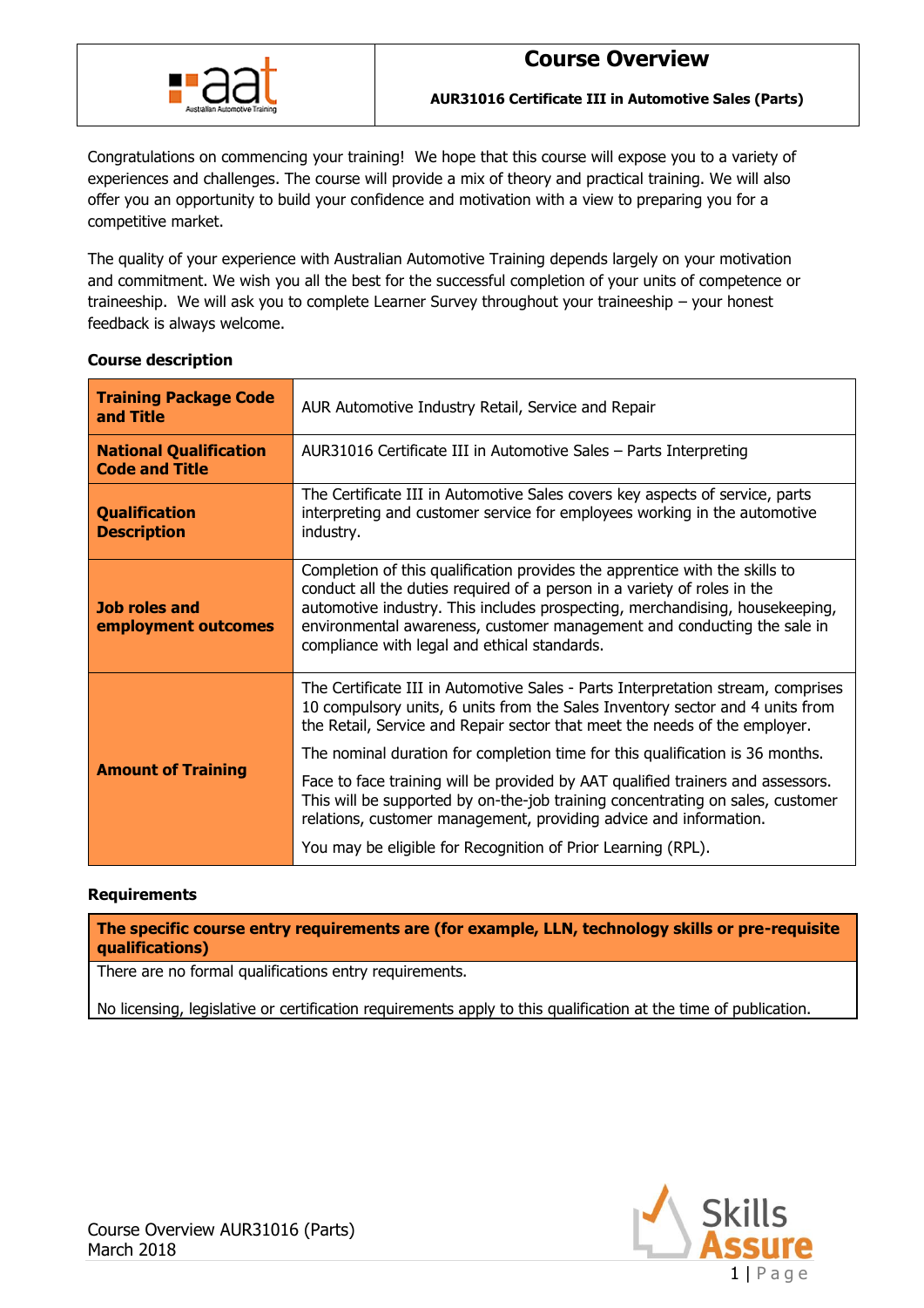# Course Overview

**AUR31016 Certificate III in Automotive Sales (Parts)**

Congratulations on commencing your training! We hope that this course will expose you to a variety of experiences and challenges. The course will provide a mix of theory and practical training. We will also offer you an opportunity to build your confidence and motivation with a view to preparing you for a competitive market.

The quality of your experience with Australian Automotive Training depends largely on your motivation and commitment. We wish you all the best for the successful completion of your units of competence or traineeship. We will ask you to complete Learner Survey throughout your traineeship – your honest feedback is always welcome.

**Course description**

| **Training Package Code and Title** | AUR Automotive Industry Retail, Service and Repair |
|---|---|
| **National Qualification Code and Title** | AUR31016 Certificate III in Automotive Sales – Parts Interpreting |
| **Qualification Description** | The Certificate III in Automotive Sales covers key aspects of service, parts interpreting and customer service for employees working in the automotive industry. |
| **Job roles and employment outcomes** | Completion of this qualification provides the apprentice with the skills to conduct all the duties required of a person in a variety of roles in the automotive industry. This includes prospecting, merchandising, housekeeping, environmental awareness, customer management and conducting the sale in compliance with legal and ethical standards. |
| **Amount of Training** | The Certificate III in Automotive Sales - Parts Interpretation stream, comprises 10 compulsory units, 6 units from the Sales Inventory sector and 4 units from the Retail, Service and Repair sector that meet the needs of the employer.<br><br>The nominal duration for completion time for this qualification is 36 months.<br><br>Face to face training will be provided by AAT qualified trainers and assessors. This will be supported by on-the-job training concentrating on sales, customer relations, customer management, providing advice and information.<br><br>You may be eligible for Recognition of Prior Learning (RPL). |

**Requirements**

| **The specific course entry requirements are (for example, LLN, technology skills or pre-requisite qualifications)** |
|---|
| There are no formal qualifications entry requirements.<br><br>No licensing, legislative or certification requirements apply to this qualification at the time of publication. |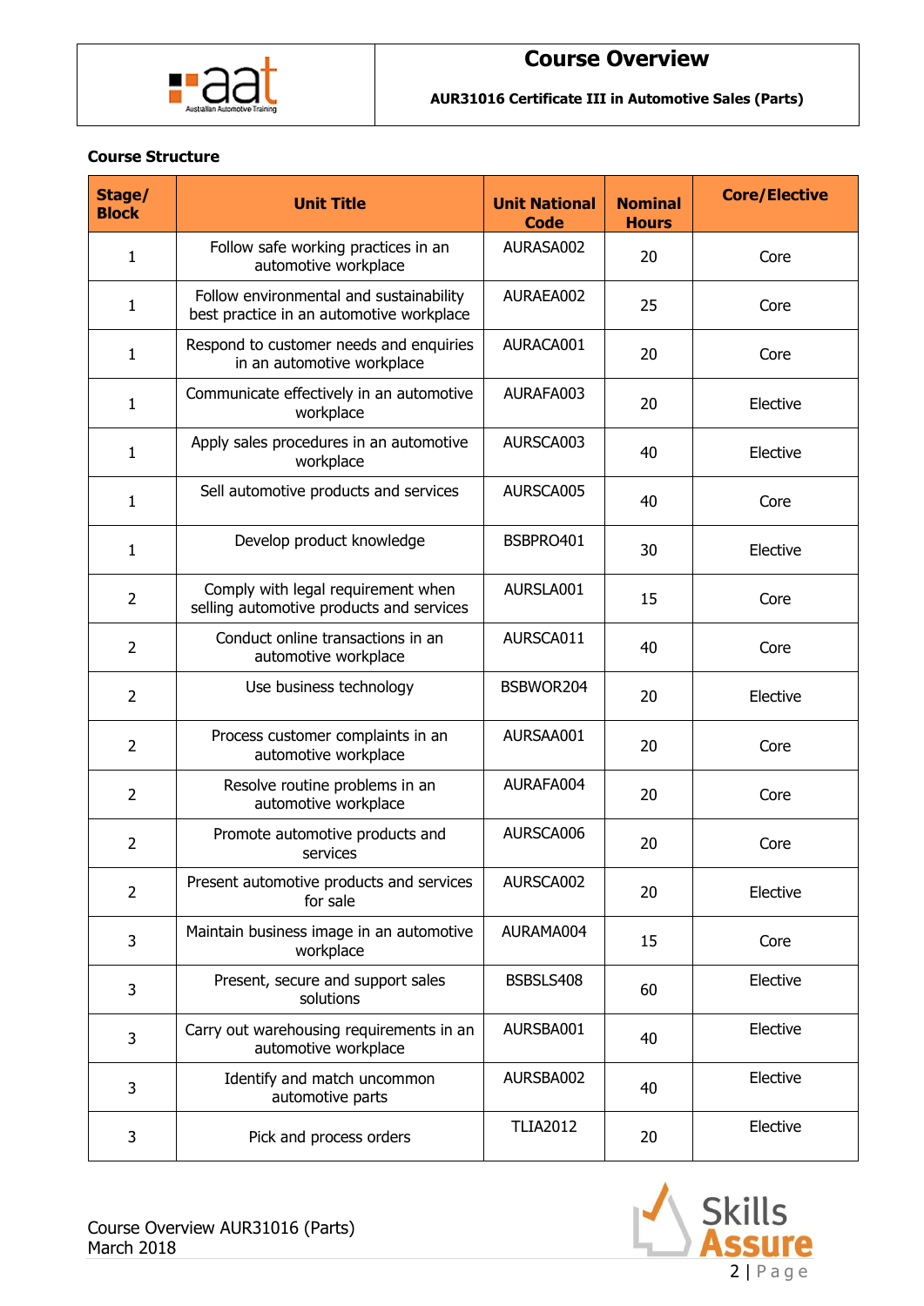# Course Overview

**AUR31016 Certificate III in Automotive Sales (Parts)**

**Course Structure**

| Stage/ Block | Unit Title | Unit National Code | Nominal Hours | Core/Elective |
|---|---|---|---|---|
| 1 | Follow safe working practices in an automotive workplace | AURASA002 | 20 | Core |
| 1 | Follow environmental and sustainability best practice in an automotive workplace | AURAEA002 | 25 | Core |
| 1 | Respond to customer needs and enquiries in an automotive workplace | AURACA001 | 20 | Core |
| 1 | Communicate effectively in an automotive workplace | AURAFA003 | 20 | Elective |
| 1 | Apply sales procedures in an automotive workplace | AURSCA003 | 40 | Elective |
| 1 | Sell automotive products and services | AURSCA005 | 40 | Core |
| 1 | Develop product knowledge | BSBPRO401 | 30 | Elective |
| 2 | Comply with legal requirement when selling automotive products and services | AURSLA001 | 15 | Core |
| 2 | Conduct online transactions in an automotive workplace | AURSCA011 | 40 | Core |
| 2 | Use business technology | BSBWOR204 | 20 | Elective |
| 2 | Process customer complaints in an automotive workplace | AURSAA001 | 20 | Core |
| 2 | Resolve routine problems in an automotive workplace | AURAFA004 | 20 | Core |
| 2 | Promote automotive products and services | AURSCA006 | 20 | Core |
| 2 | Present automotive products and services for sale | AURSCA002 | 20 | Elective |
| 3 | Maintain business image in an automotive workplace | AURAMA004 | 15 | Core |
| 3 | Present, secure and support sales solutions | BSBSLS408 | 60 | Elective |
| 3 | Carry out warehousing requirements in an automotive workplace | AURSBA001 | 40 | Elective |
| 3 | Identify and match uncommon automotive parts | AURSBA002 | 40 | Elective |
| 3 | Pick and process orders | TLIA2012 | 20 | Elective |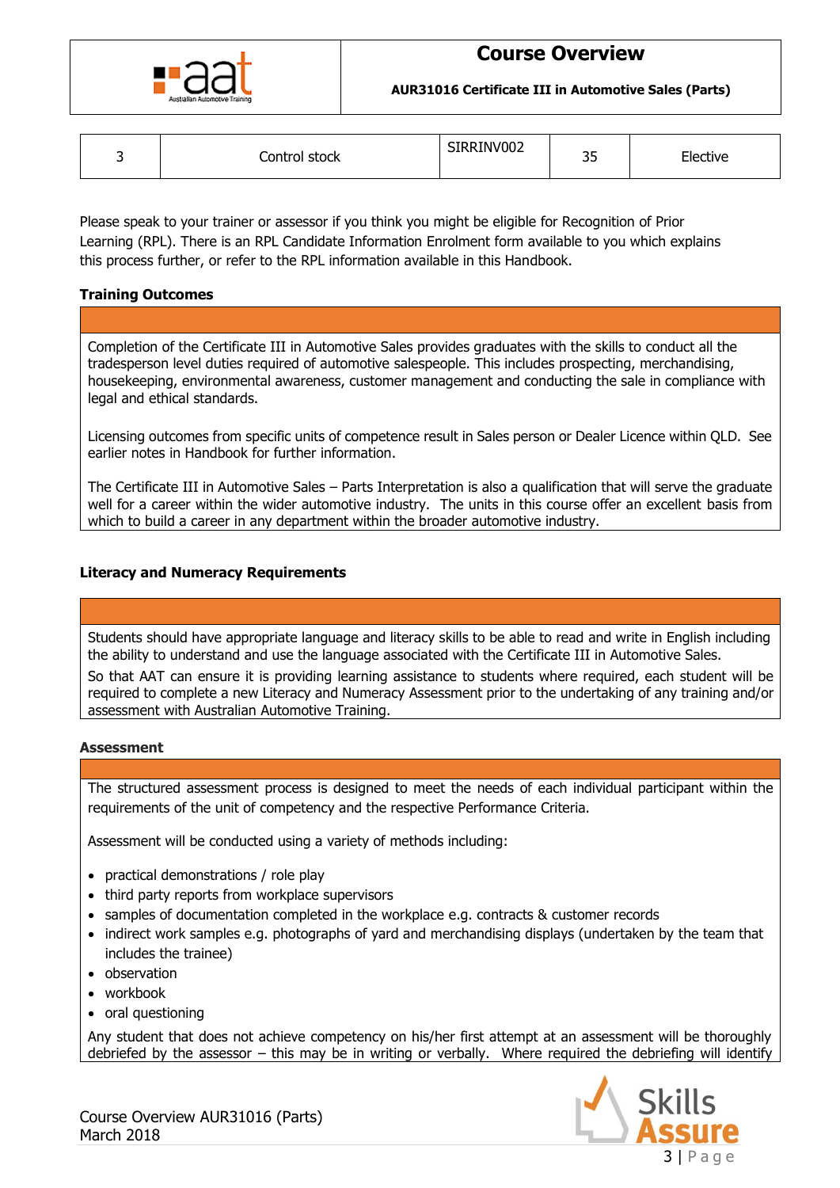| 3 | Control stock | SIRRINV002 | 35 | Elective |
|---|---|---|---|---|

Please speak to your trainer or assessor if you think you might be eligible for Recognition of Prior Learning (RPL). There is an RPL Candidate Information Enrolment form available to you which explains this process further, or refer to the RPL information available in this Handbook.

**Training Outcomes**

Completion of the Certificate III in Automotive Sales provides graduates with the skills to conduct all the tradesperson level duties required of automotive salespeople. This includes prospecting, merchandising, housekeeping, environmental awareness, customer management and conducting the sale in compliance with legal and ethical standards.

Licensing outcomes from specific units of competence result in Sales person or Dealer Licence within QLD. See earlier notes in Handbook for further information.

The Certificate III in Automotive Sales – Parts Interpretation is also a qualification that will serve the graduate well for a career within the wider automotive industry. The units in this course offer an excellent basis from which to build a career in any department within the broader automotive industry.

**Literacy and Numeracy Requirements**

Students should have appropriate language and literacy skills to be able to read and write in English including the ability to understand and use the language associated with the Certificate III in Automotive Sales.

So that AAT can ensure it is providing learning assistance to students where required, each student will be required to complete a new Literacy and Numeracy Assessment prior to the undertaking of any training and/or assessment with Australian Automotive Training.

**Assessment**

The structured assessment process is designed to meet the needs of each individual participant within the requirements of the unit of competency and the respective Performance Criteria.

Assessment will be conducted using a variety of methods including:

- practical demonstrations / role play
- third party reports from workplace supervisors
- samples of documentation completed in the workplace e.g. contracts & customer records
- indirect work samples e.g. photographs of yard and merchandising displays (undertaken by the team that includes the trainee)
- observation
- workbook
- oral questioning

Any student that does not achieve competency on his/her first attempt at an assessment will be thoroughly debriefed by the assessor – this may be in writing or verbally. Where required the debriefing will identify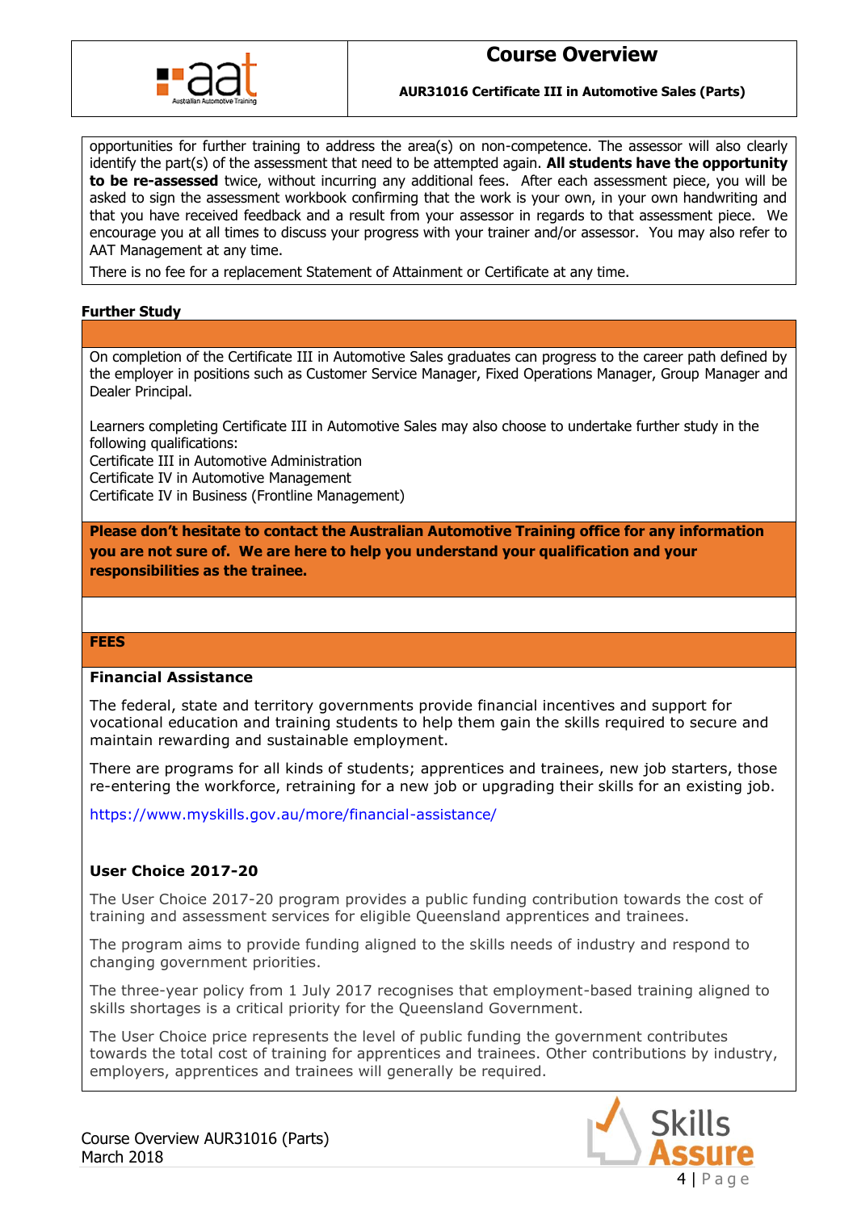opportunities for further training to address the area(s) on non-competence. The assessor will also clearly identify the part(s) of the assessment that need to be attempted again. **All students have the opportunity to be re-assessed** twice, without incurring any additional fees. After each assessment piece, you will be asked to sign the assessment workbook confirming that the work is your own, in your own handwriting and that you have received feedback and a result from your assessor in regards to that assessment piece. We encourage you at all times to discuss your progress with your trainer and/or assessor. You may also refer to AAT Management at any time.

There is no fee for a replacement Statement of Attainment or Certificate at any time.

## Further Study

On completion of the Certificate III in Automotive Sales graduates can progress to the career path defined by the employer in positions such as Customer Service Manager, Fixed Operations Manager, Group Manager and Dealer Principal.

Learners completing Certificate III in Automotive Sales may also choose to undertake further study in the following qualifications:
Certificate III in Automotive Administration
Certificate IV in Automotive Management
Certificate IV in Business (Frontline Management)

**Please don't hesitate to contact the Australian Automotive Training office for any information you are not sure of. We are here to help you understand your qualification and your responsibilities as the trainee.**

## FEES

### Financial Assistance

The federal, state and territory governments provide financial incentives and support for vocational education and training students to help them gain the skills required to secure and maintain rewarding and sustainable employment.

There are programs for all kinds of students; apprentices and trainees, new job starters, those re-entering the workforce, retraining for a new job or upgrading their skills for an existing job.

https://www.myskills.gov.au/more/financial-assistance/

### User Choice 2017-20

The User Choice 2017-20 program provides a public funding contribution towards the cost of training and assessment services for eligible Queensland apprentices and trainees.

The program aims to provide funding aligned to the skills needs of industry and respond to changing government priorities.

The three-year policy from 1 July 2017 recognises that employment-based training aligned to skills shortages is a critical priority for the Queensland Government.

The User Choice price represents the level of public funding the government contributes towards the total cost of training for apprentices and trainees. Other contributions by industry, employers, apprentices and trainees will generally be required.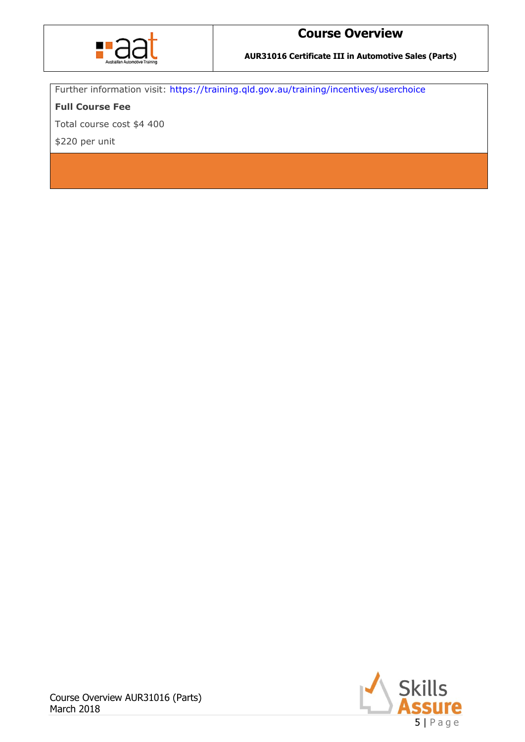Further information visit: https://training.qld.gov.au/training/incentives/userchoice

**Full Course Fee**

Total course cost $4 400

$220 per unit